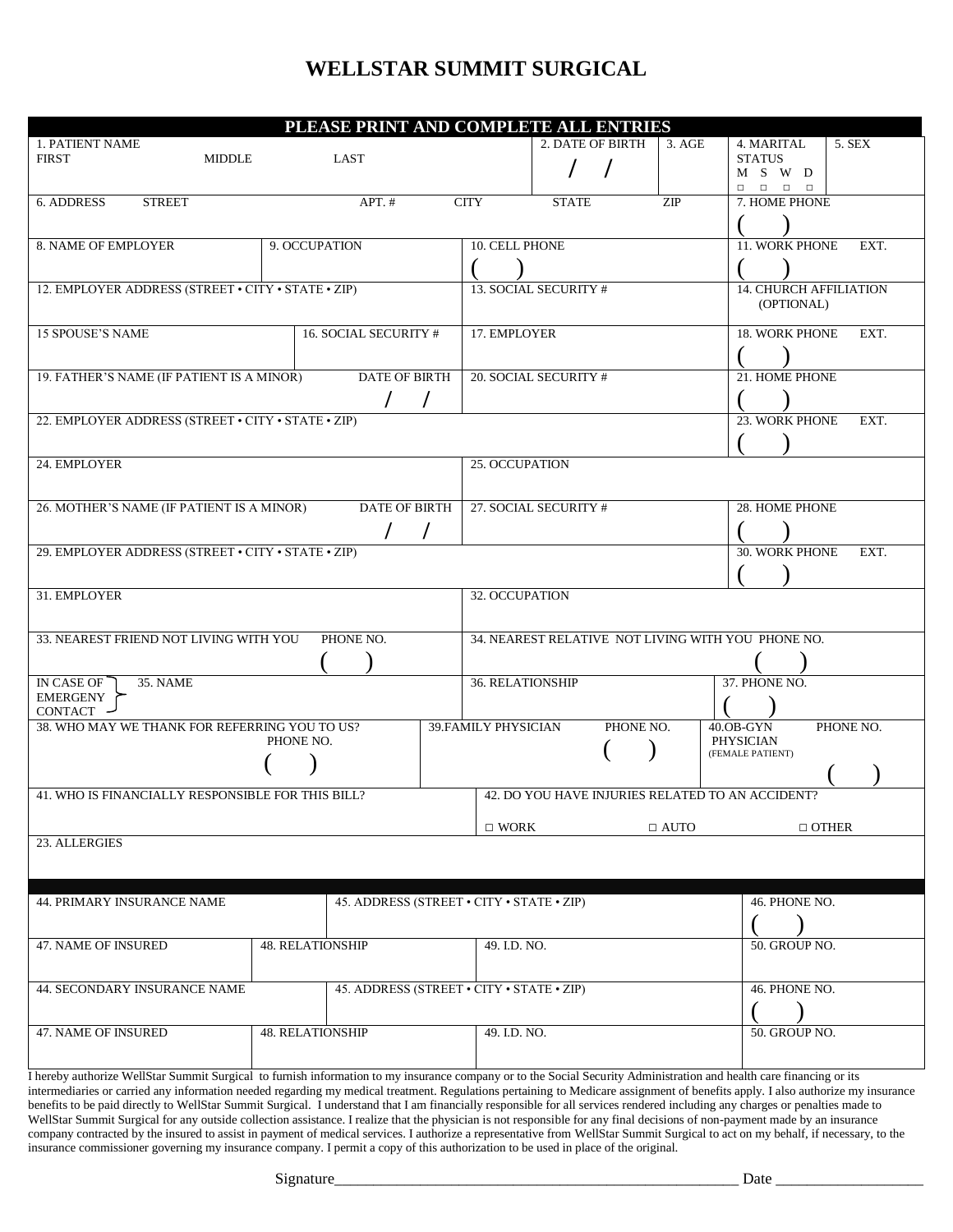# WELLSTAR SUMMIT SURGICAL

**PLEASE PRINT AND COMPLETE ALL ENTRIES**

| 1. PATIENT NAME FIRST MIDDLE LAST | 2. DATE OF BIRTH / / | 3. AGE | 4. MARITAL STATUS M S W D □ □ □ □ | 5. SEX |
|---|---|---|---|---|
| 6. ADDRESS STREET APT. # CITY STATE ZIP | | | 7. HOME PHONE ( ) | |
| 8. NAME OF EMPLOYER | 9. OCCUPATION | 10. CELL PHONE ( ) | 11. WORK PHONE EXT. ( ) | |
| 12. EMPLOYER ADDRESS (STREET • CITY • STATE • ZIP) | | 13. SOCIAL SECURITY # | 14. CHURCH AFFILIATION (OPTIONAL) | |
| 15 SPOUSE'S NAME | 16. SOCIAL SECURITY # | 17. EMPLOYER | 18. WORK PHONE EXT. ( ) | |
| 19. FATHER'S NAME (IF PATIENT IS A MINOR) DATE OF BIRTH / / | | 20. SOCIAL SECURITY # | 21. HOME PHONE ( ) | |
| 22. EMPLOYER ADDRESS (STREET • CITY • STATE • ZIP) | | | 23. WORK PHONE EXT. ( ) | |
| 24. EMPLOYER | | 25. OCCUPATION | | |
| 26. MOTHER'S NAME (IF PATIENT IS A MINOR) DATE OF BIRTH / / | | 27. SOCIAL SECURITY # | 28. HOME PHONE ( ) | |
| 29. EMPLOYER ADDRESS (STREET • CITY • STATE • ZIP) | | | 30. WORK PHONE EXT. ( ) | |
| 31. EMPLOYER | | 32. OCCUPATION | | |
| 33. NEAREST FRIEND NOT LIVING WITH YOU PHONE NO. ( ) | | 34. NEAREST RELATIVE NOT LIVING WITH YOU PHONE NO. ( ) | | |
| IN CASE OF EMERGENCY CONTACT — 35. NAME | | 36. RELATIONSHIP | 37. PHONE NO. ( ) | |
| 38. WHO MAY WE THANK FOR REFERRING YOU TO US? PHONE NO. ( ) | | 39. FAMILY PHYSICIAN PHONE NO. ( ) | 40. OB-GYN PHYSICIAN (FEMALE PATIENT) PHONE NO. ( ) | |
| 41. WHO IS FINANCIALLY RESPONSIBLE FOR THIS BILL? | | 42. DO YOU HAVE INJURIES RELATED TO AN ACCIDENT? □ WORK □ AUTO □ OTHER | | |
| 23. ALLERGIES | | | | |

| 44. PRIMARY INSURANCE NAME | 45. ADDRESS (STREET • CITY • STATE • ZIP) | | 46. PHONE NO. ( ) |
|---|---|---|---|
| 47. NAME OF INSURED | 48. RELATIONSHIP | 49. I.D. NO. | 50. GROUP NO. |
| 44. SECONDARY INSURANCE NAME | 45. ADDRESS (STREET • CITY • STATE • ZIP) | | 46. PHONE NO. ( ) |
| 47. NAME OF INSURED | 48. RELATIONSHIP | 49. I.D. NO. | 50. GROUP NO. |

I hereby authorize WellStar Summit Surgical to furnish information to my insurance company or to the Social Security Administration and health care financing or its intermediaries or carried any information needed regarding my medical treatment. Regulations pertaining to Medicare assignment of benefits apply. I also authorize my insurance benefits to be paid directly to WellStar Summit Surgical. I understand that I am financially responsible for all services rendered including any charges or penalties made to WellStar Summit Surgical for any outside collection assistance. I realize that the physician is not responsible for any final decisions of non-payment made by an insurance company contracted by the insured to assist in payment of medical services. I authorize a representative from WellStar Summit Surgical to act on my behalf, if necessary, to the insurance commissioner governing my insurance company. I permit a copy of this authorization to be used in place of the original.

Signature_______________________________________________________ Date ___________________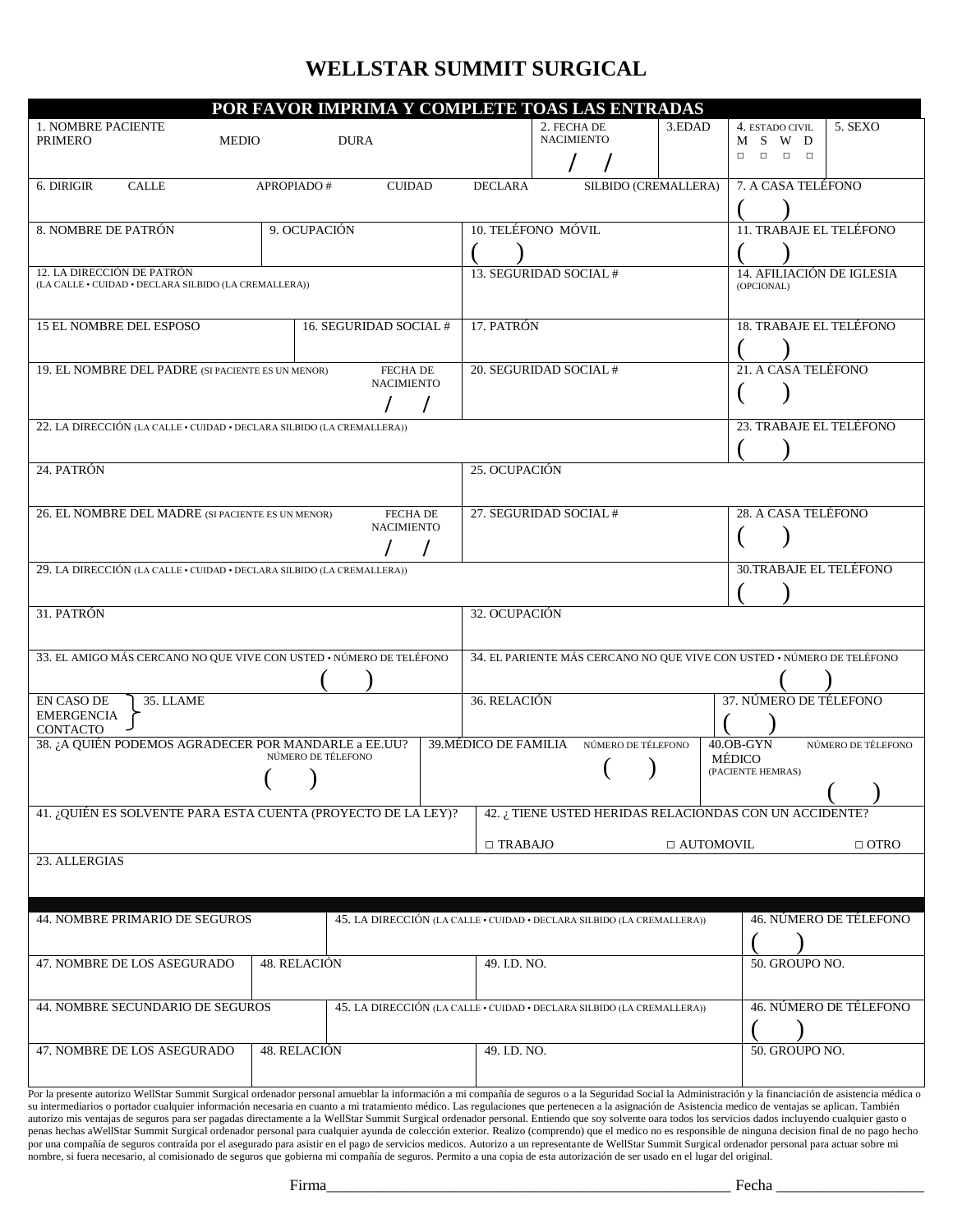# WELLSTAR SUMMIT SURGICAL

**POR FAVOR IMPRIMA Y COMPLETE TOAS LAS ENTRADAS**

| | | | | | |
|---|---|---|---|---|---|
| 1. NOMBRE PACIENTE<br>PRIMERO MEDIO DURA | | 2. FECHA DE NACIMIENTO<br>/ / | 3.EDAD | 4. ESTADO CIVIL<br>M S W D<br>□ □ □ □ | 5. SEXO |
| 6. DIRIGIR CALLE APROPIADO # CUIDAD DECLARA SILBIDO (CREMALLERA) | | | | 7. A CASA TELÉFONO<br>( ) | |
| 8. NOMBRE DE PATRÓN | 9. OCUPACIÓN | 10. TELÉFONO MÓVIL<br>( ) | | 11. TRABAJE EL TELÉFONO<br>( ) | |
| 12. LA DIRECCIÓN DE PATRÓN<br>(LA CALLE • CUIDAD • DECLARA SILBIDO (LA CREMALLERA)) | | 13. SEGURIDAD SOCIAL # | | 14. AFILIACIÓN DE IGLESIA<br>(OPCIONAL) | |
| 15 EL NOMBRE DEL ESPOSO | 16. SEGURIDAD SOCIAL # | 17. PATRÓN | | 18. TRABAJE EL TELÉFONO<br>( ) | |
| 19. EL NOMBRE DEL PADRE (SI PACIENTE ES UN MENOR) FECHA DE NACIMIENTO<br>/ / | | 20. SEGURIDAD SOCIAL # | | 21. A CASA TELÉFONO<br>( ) | |
| 22. LA DIRECCIÓN (LA CALLE • CUIDAD • DECLARA SILBIDO (LA CREMALLERA)) | | | | 23. TRABAJE EL TELÉFONO<br>( ) | |
| 24. PATRÓN | | 25. OCUPACIÓN | | | |
| 26. EL NOMBRE DEL MADRE (SI PACIENTE ES UN MENOR) FECHA DE NACIMIENTO<br>/ / | | 27. SEGURIDAD SOCIAL # | | 28. A CASA TELÉFONO<br>( ) | |
| 29. LA DIRECCIÓN (LA CALLE • CUIDAD • DECLARA SILBIDO (LA CREMALLERA)) | | | | 30.TRABAJE EL TELÉFONO<br>( ) | |
| 31. PATRÓN | | 32. OCUPACIÓN | | | |
| 33. EL AMIGO MÁS CERCANO NO QUE VIVE CON USTED • NÚMERO DE TELÉFONO<br>( ) | | 34. EL PARIENTE MÁS CERCANO NO QUE VIVE CON USTED • NÚMERO DE TELÉFONO<br>( ) | | | |
| EN CASO DE EMERGENCIA CONTACTO } 35. LLAME | | 36. RELACIÓN | | 37. NÚMERO DE TÉLEFONO<br>( ) | |
| 38. ¿A QUIÉN PODEMOS AGRADECER POR MANDARLE a EE.UU? NÚMERO DE TÉLEFONO<br>( ) | | 39.MÉDICO DE FAMILIA NÚMERO DE TÉLEFONO<br>( ) | | 40.OB-GYN MÉDICO (PACIENTE HEMRAS) NÚMERO DE TÉLEFONO<br>( ) | |
| 41. ¿QUIÉN ES SOLVENTE PARA ESTA CUENTA (PROYECTO DE LA LEY)? | | 42. ¿ TIENE USTED HERIDAS RELACIONDAS CON UN ACCIDENTE?<br>□ TRABAJO □ AUTOMOVIL □ OTRO | | | |
| 23. ALLERGIAS | | | | | |

| | | | |
|---|---|---|---|
| 44. NOMBRE PRIMARIO DE SEGUROS | 45. LA DIRECCIÓN (LA CALLE • CUIDAD • DECLARA SILBIDO (LA CREMALLERA)) | | 46. NÚMERO DE TÉLEFONO<br>( ) |
| 47. NOMBRE DE LOS ASEGURADO | 48. RELACIÓN | 49. I.D. NO. | 50. GROUPO NO. |
| 44. NOMBRE SECUNDARIO DE SEGUROS | 45. LA DIRECCIÓN (LA CALLE • CUIDAD • DECLARA SILBIDO (LA CREMALLERA)) | | 46. NÚMERO DE TÉLEFONO<br>( ) |
| 47. NOMBRE DE LOS ASEGURADO | 48. RELACIÓN | 49. I.D. NO. | 50. GROUPO NO. |

Por la presente autorizo WellStar Summit Surgical ordenador personal amueblar la información a mi compañía de seguros o a la Seguridad Social la Administración y la financiación de asistencia médica o su intermediarios o portador cualquier información necesaria en cuanto a mi tratamiento médico. Las regulaciones que pertenecen a la asignación de Asistencia medico de ventajas se aplican. También autorizo mis ventajas de seguros para ser pagadas directamente a la WellStar Summit Surgical ordenador personal. Entiendo que soy solvente oara todos los servicios dados incluyendo cualquier gasto o penas hechas aWellStar Summit Surgical ordenador personal para cualquier ayunda de colección exterior. Realizo (comprendo) que el medico no es responsible de ninguna decision final de no pago hecho por una compañía de seguros contraída por el asegurado para asistir en el pago de servicios medicos. Autorizo a un representante de WellStar Summit Surgical ordenador personal para actuar sobre mi nombre, si fuera necesario, al comisionado de seguros que gobierna mi compañía de seguros. Permito a una copia de esta autorización de ser usado en el lugar del original.

Firma_______________________________________________________ Fecha ___________________